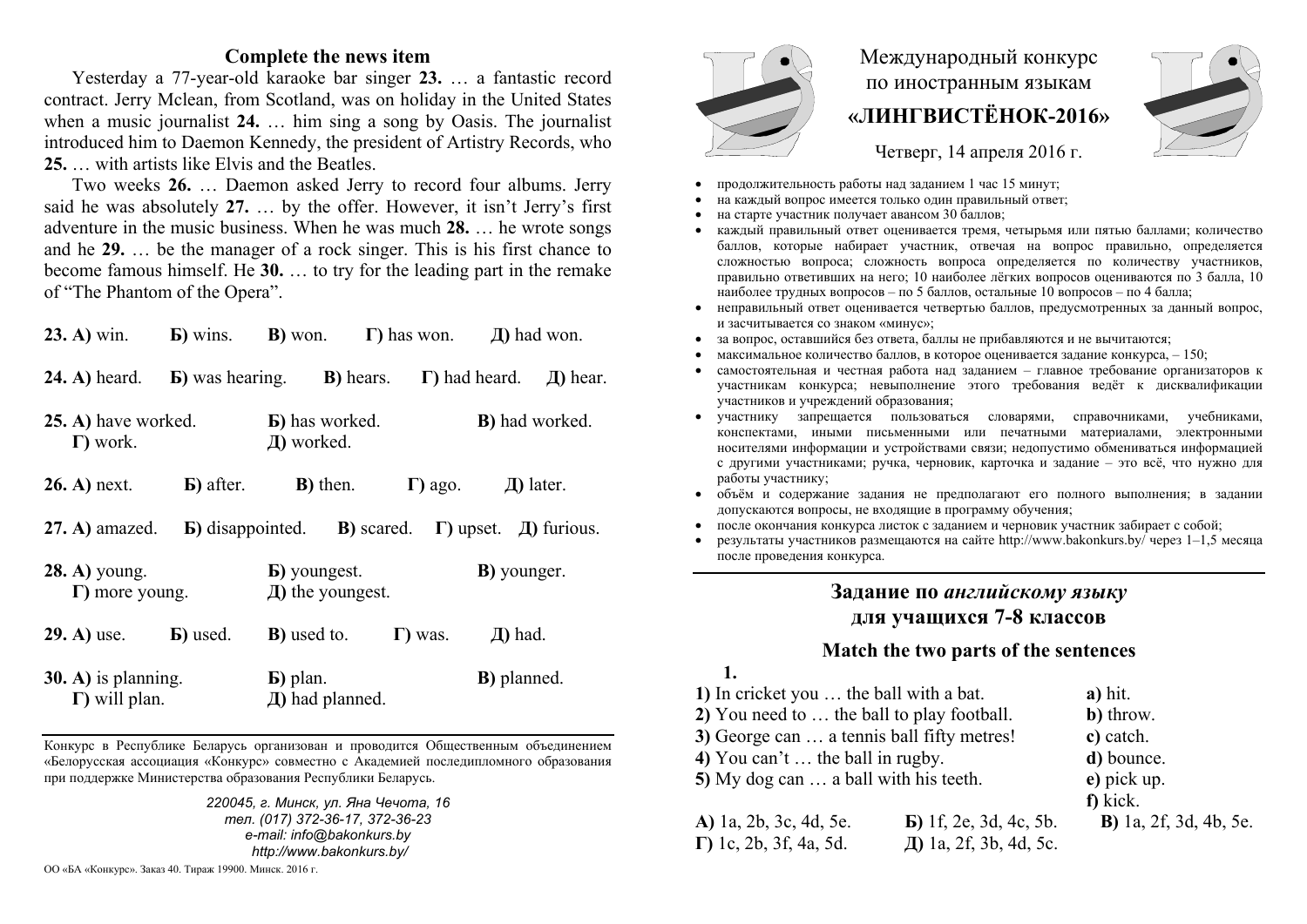## Complete the news item

Yesterday a 77-year-old karaoke bar singer **23.** … a fantastic record contract. Jerry Mclean, from Scotland, was on holiday in the United States when a music journalist **24.** … him sing a song by Oasis. The journalist introduced him to Daemon Kennedy, the president of Artistry Records, who **25.** … with artists like Elvis and the Beatles.

Two weeks **26.** … Daemon asked Jerry to record four albums. Jerry said he was absolutely **27.** … by the offer. However, it isn't Jerry's first adventure in the music business. When he was much **28.** … he wrote songs and he **29.** … be the manager of a rock singer. This is his first chance to become famous himself. He **30.** … to try for the leading part in the remake of "The Phantom of the Opera".

**23. А)** win. **Б)** wins. **В)** won. **Г)** has won. **Д)** had won.

**24. А)** heard. **Б)** was hearing. **В)** hears. **Г)** had heard. **Д)** hear.

**25. А)** have worked. **Б)** has worked. **В)** had worked. **Г)** work. **Д)** worked.

**26. А)** next. **Б)** after. **В)** then. **Г)** ago. **Д)** later.

**27. А)** amazed. **Б)** disappointed. **В)** scared. **Г)** upset. **Д)** furious.

**28. А)** young. **Б)** youngest. **В)** younger. **Г)** more young. **Д)** the youngest.

**29. А)** use. **Б)** used. **В)** used to. **Г)** was. **Д)** had.

**30. А)** is planning. **Б)** plan. **В)** planned. **Г)** will plan. **Д)** had planned.

Конкурс в Республике Беларусь организован и проводится Общественным объединением «Белорусская ассоциация «Конкурс» совместно с Академией последипломного образования при поддержке Министерства образования Республики Беларусь.

*220045, г. Минск, ул. Яна Чечота, 16*
*тел. (017) 372-36-17, 372-36-23*
*e-mail: info@bakonkurs.by*
*http://www.bakonkurs.by/*

ОО «БА «Конкурс». Заказ 40. Тираж 19900. Минск. 2016 г.

# Международный конкурс по иностранным языкам «ЛИНГВИСТЁНОК-2016»

Четверг, 14 апреля 2016 г.

- продолжительность работы над заданием 1 час 15 минут;
- на каждый вопрос имеется только один правильный ответ;
- на старте участник получает авансом 30 баллов;
- каждый правильный ответ оценивается тремя, четырьмя или пятью баллами; количество баллов, которые набирает участник, отвечая на вопрос правильно, определяется сложностью вопроса; сложность вопроса определяется по количеству участников, правильно ответивших на него; 10 наиболее лёгких вопросов оцениваются по 3 балла, 10 наиболее трудных вопросов – по 5 баллов, остальные 10 вопросов – по 4 балла;
- неправильный ответ оценивается четвертью баллов, предусмотренных за данный вопрос, и засчитывается со знаком «минус»;
- за вопрос, оставшийся без ответа, баллы не прибавляются и не вычитаются;
- максимальное количество баллов, в которое оценивается задание конкурса, – 150;
- самостоятельная и честная работа над заданием – главное требование организаторов к участникам конкурса; невыполнение этого требования ведёт к дисквалификации участников и учреждений образования;
- участнику запрещается пользоваться словарями, справочниками, учебниками, конспектами, иными письменными или печатными материалами, электронными носителями информации и устройствами связи; недопустимо обмениваться информацией с другими участниками; ручка, черновик, карточка и задание – это всё, что нужно для работы участнику;
- объём и содержание задания не предполагают его полного выполнения; в задании допускаются вопросы, не входящие в программу обучения;
- после окончания конкурса листок с заданием и черновик участник забирает с собой;
- результаты участников размещаются на сайте http://www.bakonkurs.by/ через 1–1,5 месяца после проведения конкурса.

## Задание по *английскому языку* для учащихся 7-8 классов

### Match the two parts of the sentences

**1.**

**1)** In cricket you … the ball with a bat.
**2)** You need to … the ball to play football.
**3)** George can … a tennis ball fifty metres!
**4)** You can't … the ball in rugby.
**5)** My dog can … a ball with his teeth.

**a)** hit.
**b)** throw.
**c)** catch.
**d)** bounce.
**e)** pick up.
**f)** kick.

**А)** 1a, 2b, 3c, 4d, 5e. **Б)** 1f, 2e, 3d, 4c, 5b. **В)** 1a, 2f, 3d, 4b, 5e. **Г)** 1c, 2b, 3f, 4a, 5d. **Д)** 1a, 2f, 3b, 4d, 5c.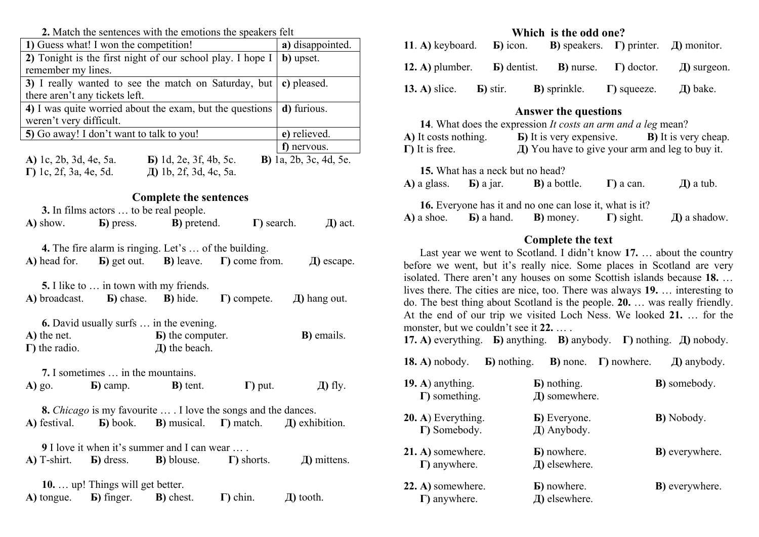**2.** Match the sentences with the emotions the speakers felt

| | |
|---|---|
| **1)** Guess what! I won the competition! | **a)** disappointed. |
| **2)** Tonight is the first night of our school play. I hope I remember my lines. | **b)** upset. |
| **3)** I really wanted to see the match on Saturday, but there aren't any tickets left. | **c)** pleased. |
| **4)** I was quite worried about the exam, but the questions weren't very difficult. | **d)** furious. |
| **5)** Go away! I don't want to talk to you! | **e)** relieved. |
| | **f)** nervous. |

**А)** 1c, 2b, 3d, 4e, 5a. **Б)** 1d, 2e, 3f, 4b, 5c. **В)** 1a, 2b, 3c, 4d, 5e.
**Г)** 1c, 2f, 3a, 4e, 5d. **Д)** 1b, 2f, 3d, 4c, 5a.

## Complete the sentences

**3.** In films actors … to be real people.
**А)** show. **Б)** press. **В)** pretend. **Г)** search. **Д)** act.

**4.** The fire alarm is ringing. Let's … of the building.
**А)** head for. **Б)** get out. **В)** leave. **Г)** come from. **Д)** escape.

**5.** I like to … in town with my friends.
**А)** broadcast. **Б)** chase. **В)** hide. **Г)** compete. **Д)** hang out.

**6.** David usually surfs … in the evening.
**А)** the net. **Б)** the computer. **В)** emails.
**Г)** the radio. **Д)** the beach.

**7.** I sometimes … in the mountains.
**А)** go. **Б)** camp. **В)** tent. **Г)** put. **Д)** fly.

**8.** *Chicago* is my favourite … . I love the songs and the dances.
**А)** festival. **Б)** book. **В)** musical. **Г)** match. **Д)** exhibition.

**9** I love it when it's summer and I can wear … .
**А)** T-shirt. **Б)** dress. **В)** blouse. **Г)** shorts. **Д)** mittens.

**10.** … up! Things will get better.
**А)** tongue. **Б)** finger. **В)** chest. **Г)** chin. **Д)** tooth.

## Which is the odd one?

**11. А)** keyboard. **Б)** icon. **В)** speakers. **Г)** printer. **Д)** monitor.

**12. А)** plumber. **Б)** dentist. **В)** nurse. **Г)** doctor. **Д)** surgeon.

**13. А)** slice. **Б)** stir. **В)** sprinkle. **Г)** squeeze. **Д)** bake.

## Answer the questions

**14**. What does the expression *It costs an arm and a leg* mean?
**А)** It costs nothing. **Б)** It is very expensive. **В)** It is very cheap.
**Г)** It is free. **Д)** You have to give your arm and leg to buy it.

**15.** What has a neck but no head?
**А)** a glass. **Б)** a jar. **В)** a bottle. **Г)** a can. **Д)** a tub.

**16.** Everyone has it and no one can lose it, what is it?
**А)** a shoe. **Б)** a hand. **В)** money. **Г)** sight. **Д)** a shadow.

## Complete the text

Last year we went to Scotland. I didn't know **17.** … about the country before we went, but it's really nice. Some places in Scotland are very isolated. There aren't any houses on some Scottish islands because **18.** … lives there. The cities are nice, too. There was always **19.** … interesting to do. The best thing about Scotland is the people. **20.** … was really friendly. At the end of our trip we visited Loch Ness. We looked **21.** … for the monster, but we couldn't see it **22.** … .

**17. А)** everything. **Б)** anything. **В)** anybody. **Г)** nothing. **Д)** nobody.

**18. А)** nobody. **Б)** nothing. **В)** none. **Г)** nowhere. **Д)** anybody.

**19. А)** anything. **Б)** nothing. **В)** somebody.
**Г)** something. **Д)** somewhere.

**20. А)** Everything. **Б)** Everyone. **В)** Nobody.
**Г)** Somebody. **Д)** Anybody.

**21. А)** somewhere. **Б)** nowhere. **В)** everywhere.
**Г)** anywhere. **Д)** elsewhere.

**22. А)** somewhere. **Б)** nowhere. **В)** everywhere.
**Г)** anywhere. **Д)** elsewhere.